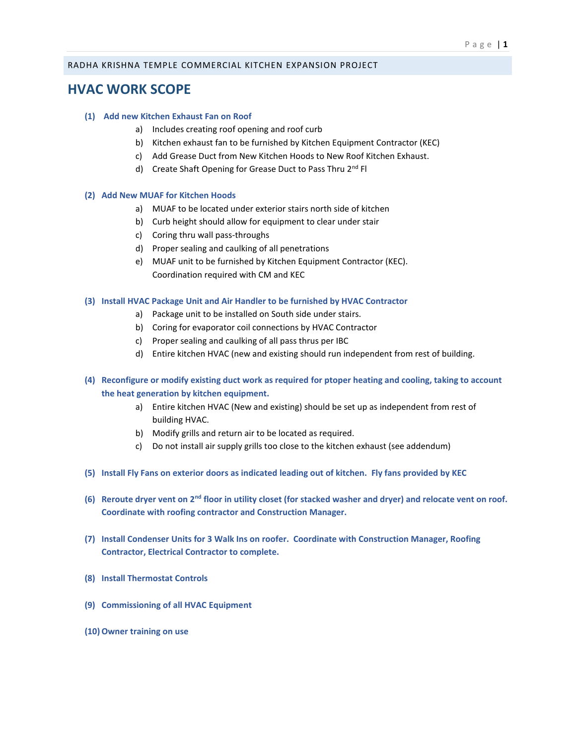RADHA KRISHNA TEMPLE COMMERCIAL KITCHEN EXPANSION PROJECT

# HVAC WORK SCOPE

**(1) Add new Kitchen Exhaust Fan on Roof**

a) Includes creating roof opening and roof curb
b) Kitchen exhaust fan to be furnished by Kitchen Equipment Contractor (KEC)
c) Add Grease Duct from New Kitchen Hoods to New Roof Kitchen Exhaust.
d) Create Shaft Opening for Grease Duct to Pass Thru 2nd Fl

**(2) Add New MUAF for Kitchen Hoods**

a) MUAF to be located under exterior stairs north side of kitchen
b) Curb height should allow for equipment to clear under stair
c) Coring thru wall pass-throughs
d) Proper sealing and caulking of all penetrations
e) MUAF unit to be furnished by Kitchen Equipment Contractor (KEC). Coordination required with CM and KEC

**(3) Install HVAC Package Unit and Air Handler to be furnished by HVAC Contractor**

a) Package unit to be installed on South side under stairs.
b) Coring for evaporator coil connections by HVAC Contractor
c) Proper sealing and caulking of all pass thrus per IBC
d) Entire kitchen HVAC (new and existing should run independent from rest of building.

**(4) Reconfigure or modify existing duct work as required for ptoper heating and cooling, taking to account the heat generation by kitchen equipment.**

a) Entire kitchen HVAC (New and existing) should be set up as independent from rest of building HVAC.
b) Modify grills and return air to be located as required.
c) Do not install air supply grills too close to the kitchen exhaust (see addendum)

**(5) Install Fly Fans on exterior doors as indicated leading out of kitchen. Fly fans provided by KEC**

**(6) Reroute dryer vent on 2nd floor in utility closet (for stacked washer and dryer) and relocate vent on roof. Coordinate with roofing contractor and Construction Manager.**

**(7) Install Condenser Units for 3 Walk Ins on roofer. Coordinate with Construction Manager, Roofing Contractor, Electrical Contractor to complete.**

**(8) Install Thermostat Controls**

**(9) Commissioning of all HVAC Equipment**

**(10) Owner training on use**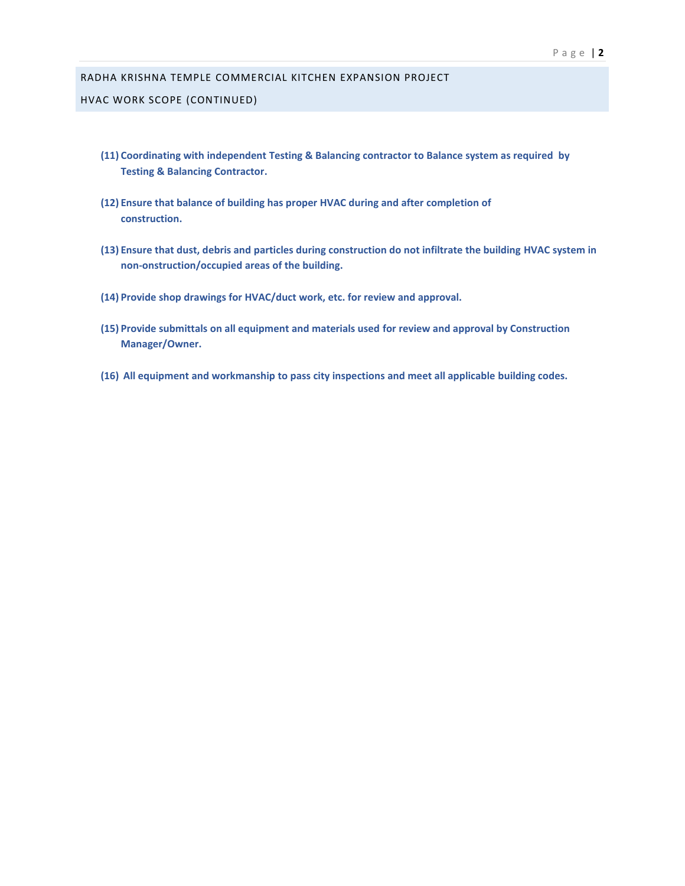RADHA KRISHNA TEMPLE COMMERCIAL KITCHEN EXPANSION PROJECT

HVAC WORK SCOPE (CONTINUED)

**(11) Coordinating with independent Testing & Balancing contractor to Balance system as required by Testing & Balancing Contractor.**

**(12) Ensure that balance of building has proper HVAC during and after completion of construction.**

**(13) Ensure that dust, debris and particles during construction do not infiltrate the building HVAC system in non-onstruction/occupied areas of the building.**

**(14) Provide shop drawings for HVAC/duct work, etc. for review and approval.**

**(15) Provide submittals on all equipment and materials used for review and approval by Construction Manager/Owner.**

**(16) All equipment and workmanship to pass city inspections and meet all applicable building codes.**